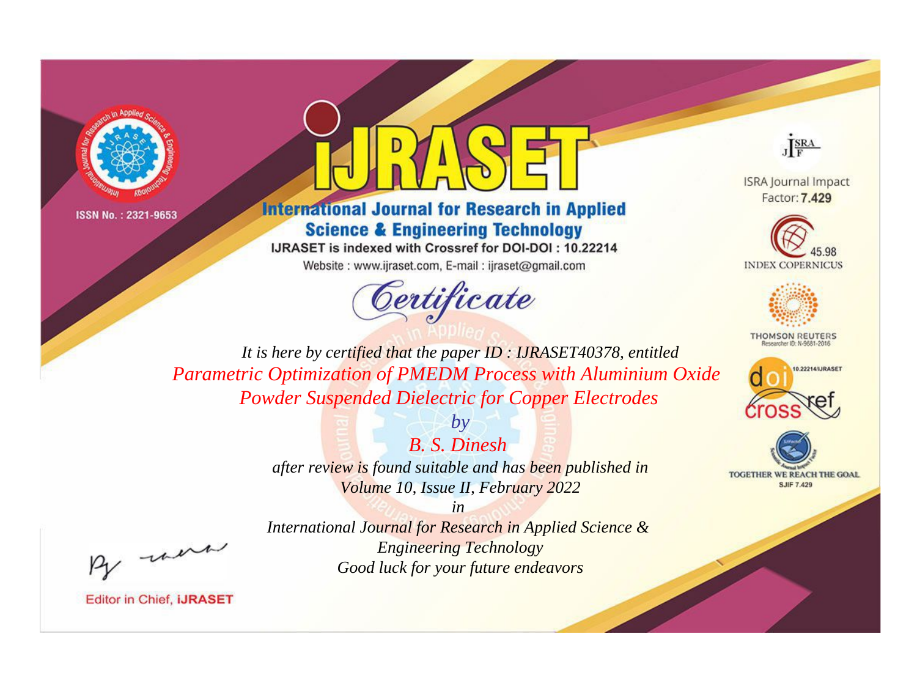ISSN No. : 2321-9653

# IJRASET

## International Journal for Research in Applied Science & Engineering Technology

IJRASET is indexed with Crossref for DOI-DOI : 10.22214

Website : www.ijraset.com, E-mail : ijraset@gmail.com

ISRA Journal Impact Factor: **7.429**

45.98 INDEX COPERNICUS

THOMSON REUTERS Researcher ID: N-9681-2016

10.22214/IJRASET

TOGETHER WE REACH THE GOAL SJIF 7.429

# *Certificate*

*It is here by certified that the paper ID : IJRASET40378, entitled*

*Parametric Optimization of PMEDM Process with Aluminium Oxide Powder Suspended Dielectric for Copper Electrodes*

*by*

*B. S. Dinesh*

*after review is found suitable and has been published in*

*Volume 10, Issue II, February 2022*

*in*

*International Journal for Research in Applied Science & Engineering Technology*

*Good luck for your future endeavors*

Editor in Chief, **iJRASET**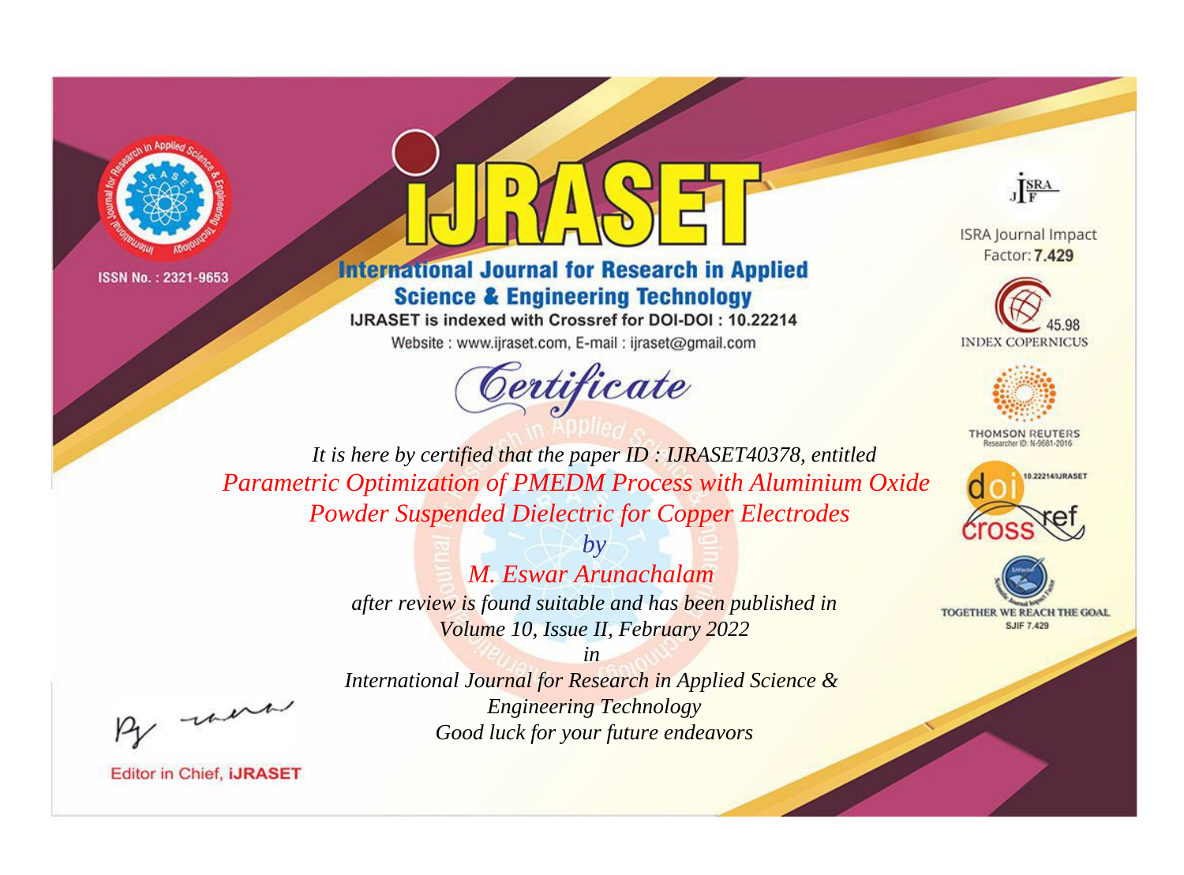ISSN No. : 2321-9653

# iJRASET

## International Journal for Research in Applied Science & Engineering Technology

IJRASET is indexed with Crossref for DOI-DOI : 10.22214

Website : www.ijraset.com, E-mail : ijraset@gmail.com

ISRA Journal Impact Factor: **7.429**

45.98 INDEX COPERNICUS

THOMSON REUTERS Researcher ID: N-9681-2016

10.22214/IJRASET

TOGETHER WE REACH THE GOAL SJIF 7.429

*Certificate*

*It is here by certified that the paper ID : IJRASET40378, entitled*

*Parametric Optimization of PMEDM Process with Aluminium Oxide Powder Suspended Dielectric for Copper Electrodes*

*by*

*M. Eswar Arunachalam*

*after review is found suitable and has been published in*

*Volume 10, Issue II, February 2022*

*in*

*International Journal for Research in Applied Science & Engineering Technology*

*Good luck for your future endeavors*

Editor in Chief, **iJRASET**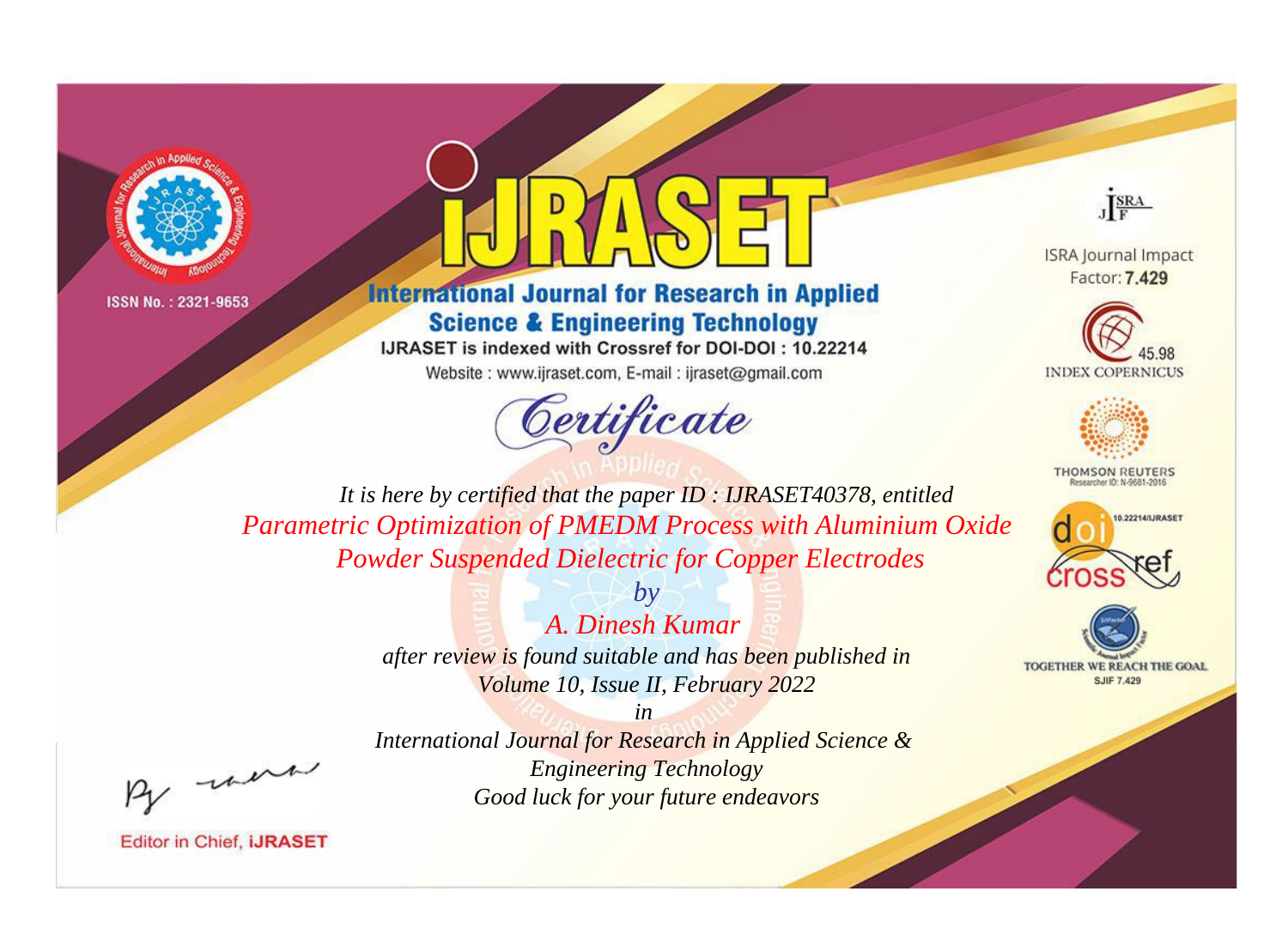ISSN No. : 2321-9653

# IJRASET

## International Journal for Research in Applied Science & Engineering Technology

IJRASET is indexed with Crossref for DOI-DOI : 10.22214

Website : www.ijraset.com, E-mail : ijraset@gmail.com

ISRA Journal Impact Factor: **7.429**

45.98 INDEX COPERNICUS

THOMSON REUTERS Researcher ID: N-9681-2016

10.22214/IJRASET

TOGETHER WE REACH THE GOAL SJIF 7.429

# *Certificate*

*It is here by certified that the paper ID : IJRASET40378, entitled*

*Parametric Optimization of PMEDM Process with Aluminium Oxide Powder Suspended Dielectric for Copper Electrodes*

*by*

*A. Dinesh Kumar*

*after review is found suitable and has been published in*

*Volume 10, Issue II, February 2022*

*in*

*International Journal for Research in Applied Science & Engineering Technology*

*Good luck for your future endeavors*

Editor in Chief, **iJRASET**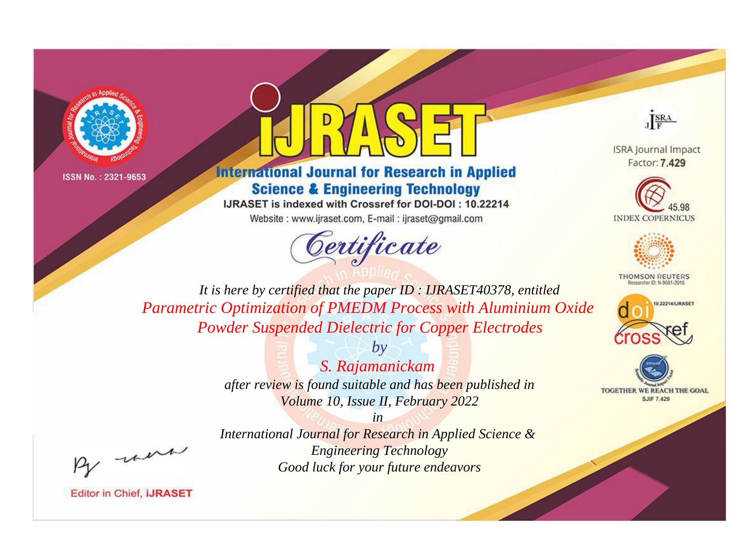ISSN No. : 2321-9653

# iJRASET

## International Journal for Research in Applied Science & Engineering Technology

IJRASET is indexed with Crossref for DOI-DOI : 10.22214

Website : www.ijraset.com, E-mail : ijraset@gmail.com

ISRA Journal Impact Factor: **7.429**

45.98 INDEX COPERNICUS

THOMSON REUTERS Researcher ID: N-9681-2016

10.22214/IJRASET

TOGETHER WE REACH THE GOAL SJIF 7.429

*Certificate*

*It is here by certified that the paper ID : IJRASET40378, entitled*

*Parametric Optimization of PMEDM Process with Aluminium Oxide Powder Suspended Dielectric for Copper Electrodes*

*by*

*S. Rajamanickam*

*after review is found suitable and has been published in*

*Volume 10, Issue II, February 2022*

*in*

*International Journal for Research in Applied Science & Engineering Technology*

*Good luck for your future endeavors*

Editor in Chief, **iJRASET**